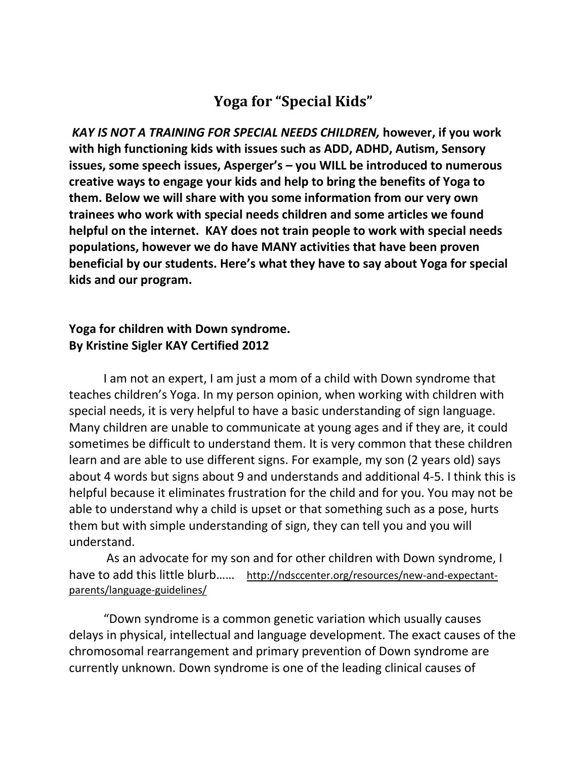# Yoga for "Special Kids"

***KAY IS NOT A TRAINING FOR SPECIAL NEEDS CHILDREN,* however, if you work with high functioning kids with issues such as ADD, ADHD, Autism, Sensory issues, some speech issues, Asperger's – you WILL be introduced to numerous creative ways to engage your kids and help to bring the benefits of Yoga to them. Below we will share with you some information from our very own trainees who work with special needs children and some articles we found helpful on the internet. KAY does not train people to work with special needs populations, however we do have MANY activities that have been proven beneficial by our students. Here's what they have to say about Yoga for special kids and our program.**

**Yoga for children with Down syndrome.**
**By Kristine Sigler KAY Certified 2012**

I am not an expert, I am just a mom of a child with Down syndrome that teaches children's Yoga. In my person opinion, when working with children with special needs, it is very helpful to have a basic understanding of sign language. Many children are unable to communicate at young ages and if they are, it could sometimes be difficult to understand them. It is very common that these children learn and are able to use different signs. For example, my son (2 years old) says about 4 words but signs about 9 and understands and additional 4-5. I think this is helpful because it eliminates frustration for the child and for you. You may not be able to understand why a child is upset or that something such as a pose, hurts them but with simple understanding of sign, they can tell you and you will understand.

As an advocate for my son and for other children with Down syndrome, I have to add this little blurb…… http://ndsccenter.org/resources/new-and-expectant-parents/language-guidelines/

"Down syndrome is a common genetic variation which usually causes delays in physical, intellectual and language development. The exact causes of the chromosomal rearrangement and primary prevention of Down syndrome are currently unknown. Down syndrome is one of the leading clinical causes of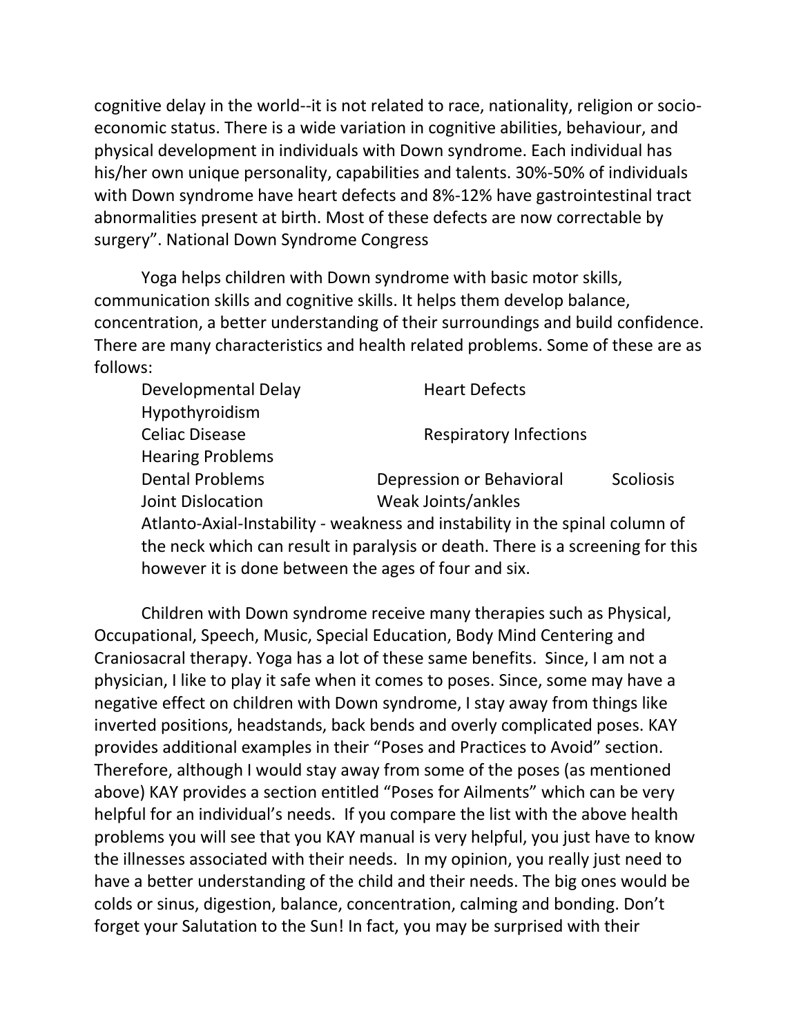cognitive delay in the world--it is not related to race, nationality, religion or socio-economic status. There is a wide variation in cognitive abilities, behaviour, and physical development in individuals with Down syndrome. Each individual has his/her own unique personality, capabilities and talents. 30%-50% of individuals with Down syndrome have heart defects and 8%-12% have gastrointestinal tract abnormalities present at birth. Most of these defects are now correctable by surgery". National Down Syndrome Congress

Yoga helps children with Down syndrome with basic motor skills, communication skills and cognitive skills. It helps them develop balance, concentration, a better understanding of their surroundings and build confidence. There are many characteristics and health related problems. Some of these are as follows:

- Developmental Delay
- Heart Defects
- Hypothyroidism
- Celiac Disease
- Respiratory Infections
- Hearing Problems
- Dental Problems
- Depression or Behavioral
- Scoliosis
- Joint Dislocation
- Weak Joints/ankles
- Atlanto-Axial-Instability - weakness and instability in the spinal column of the neck which can result in paralysis or death. There is a screening for this however it is done between the ages of four and six.

Children with Down syndrome receive many therapies such as Physical, Occupational, Speech, Music, Special Education, Body Mind Centering and Craniosacral therapy. Yoga has a lot of these same benefits. Since, I am not a physician, I like to play it safe when it comes to poses. Since, some may have a negative effect on children with Down syndrome, I stay away from things like inverted positions, headstands, back bends and overly complicated poses. KAY provides additional examples in their "Poses and Practices to Avoid" section. Therefore, although I would stay away from some of the poses (as mentioned above) KAY provides a section entitled "Poses for Ailments" which can be very helpful for an individual's needs. If you compare the list with the above health problems you will see that you KAY manual is very helpful, you just have to know the illnesses associated with their needs. In my opinion, you really just need to have a better understanding of the child and their needs. The big ones would be colds or sinus, digestion, balance, concentration, calming and bonding. Don't forget your Salutation to the Sun! In fact, you may be surprised with their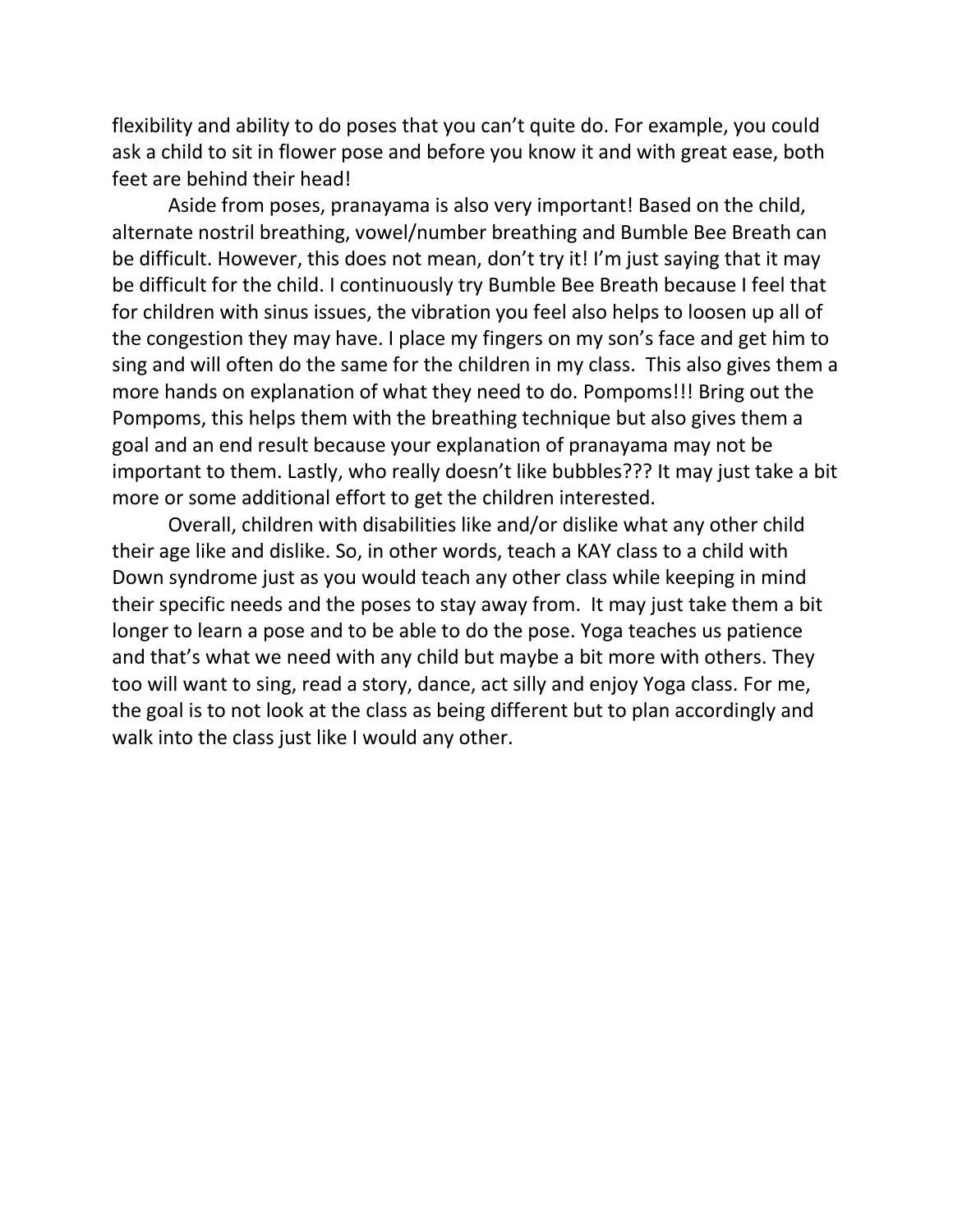flexibility and ability to do poses that you can't quite do. For example, you could ask a child to sit in flower pose and before you know it and with great ease, both feet are behind their head!

Aside from poses, pranayama is also very important! Based on the child, alternate nostril breathing, vowel/number breathing and Bumble Bee Breath can be difficult. However, this does not mean, don't try it! I'm just saying that it may be difficult for the child. I continuously try Bumble Bee Breath because I feel that for children with sinus issues, the vibration you feel also helps to loosen up all of the congestion they may have. I place my fingers on my son's face and get him to sing and will often do the same for the children in my class. This also gives them a more hands on explanation of what they need to do. Pompoms!!! Bring out the Pompoms, this helps them with the breathing technique but also gives them a goal and an end result because your explanation of pranayama may not be important to them. Lastly, who really doesn't like bubbles??? It may just take a bit more or some additional effort to get the children interested.

Overall, children with disabilities like and/or dislike what any other child their age like and dislike. So, in other words, teach a KAY class to a child with Down syndrome just as you would teach any other class while keeping in mind their specific needs and the poses to stay away from. It may just take them a bit longer to learn a pose and to be able to do the pose. Yoga teaches us patience and that's what we need with any child but maybe a bit more with others. They too will want to sing, read a story, dance, act silly and enjoy Yoga class. For me, the goal is to not look at the class as being different but to plan accordingly and walk into the class just like I would any other.